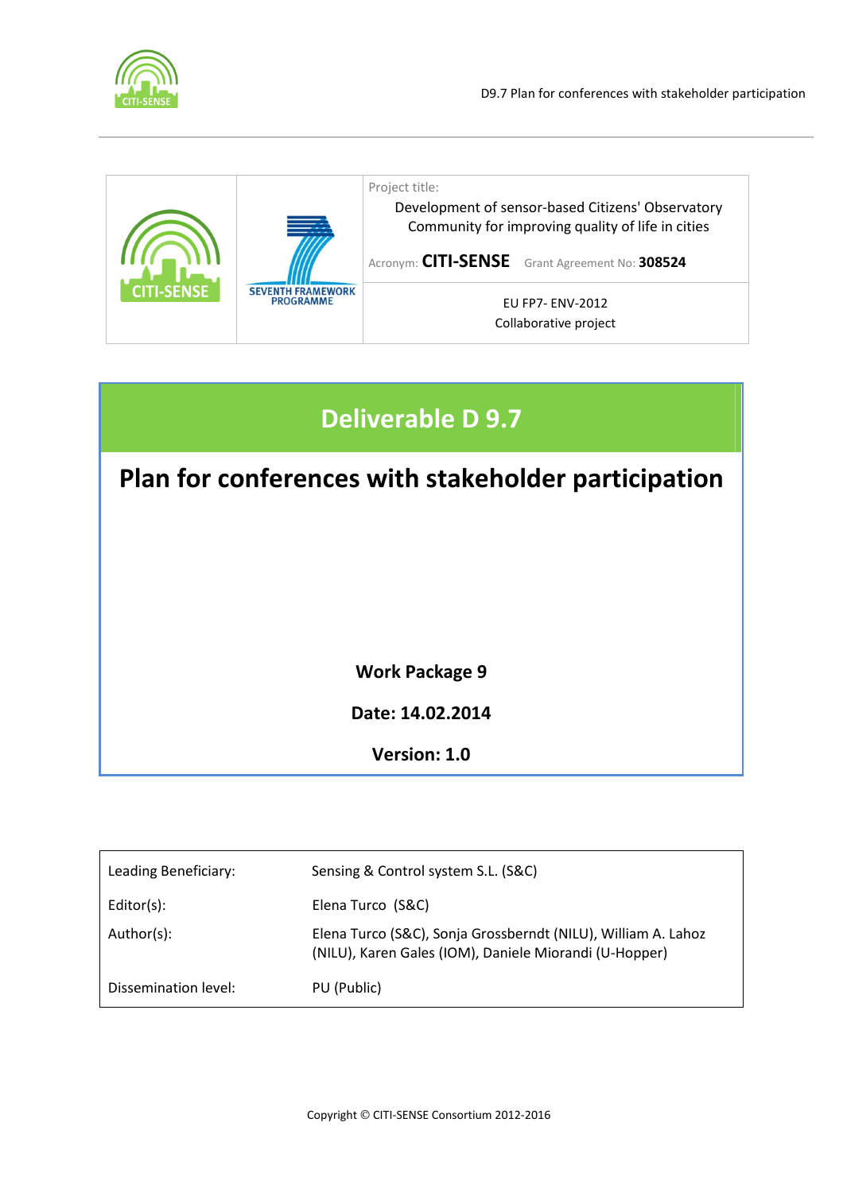| | | Project title: Development of sensor-based Citizens' Observatory Community for improving quality of life in cities<br>Acronym: **CITI-SENSE** Grant Agreement No: **308524** |
|---|---|---|
| CITI-SENSE | SEVENTH FRAMEWORK PROGRAMME | EU FP7- ENV-2012<br>Collaborative project |

# Deliverable D 9.7

# Plan for conferences with stakeholder participation

**Work Package 9**

**Date: 14.02.2014**

**Version: 1.0**

| | |
|---|---|
| Leading Beneficiary: | Sensing & Control system S.L. (S&C) |
| Editor(s): | Elena Turco (S&C) |
| Author(s): | Elena Turco (S&C), Sonja Grossberndt (NILU), William A. Lahoz (NILU), Karen Gales (IOM), Daniele Miorandi (U-Hopper) |
| Dissemination level: | PU (Public) |

Copyright © CITI-SENSE Consortium 2012-2016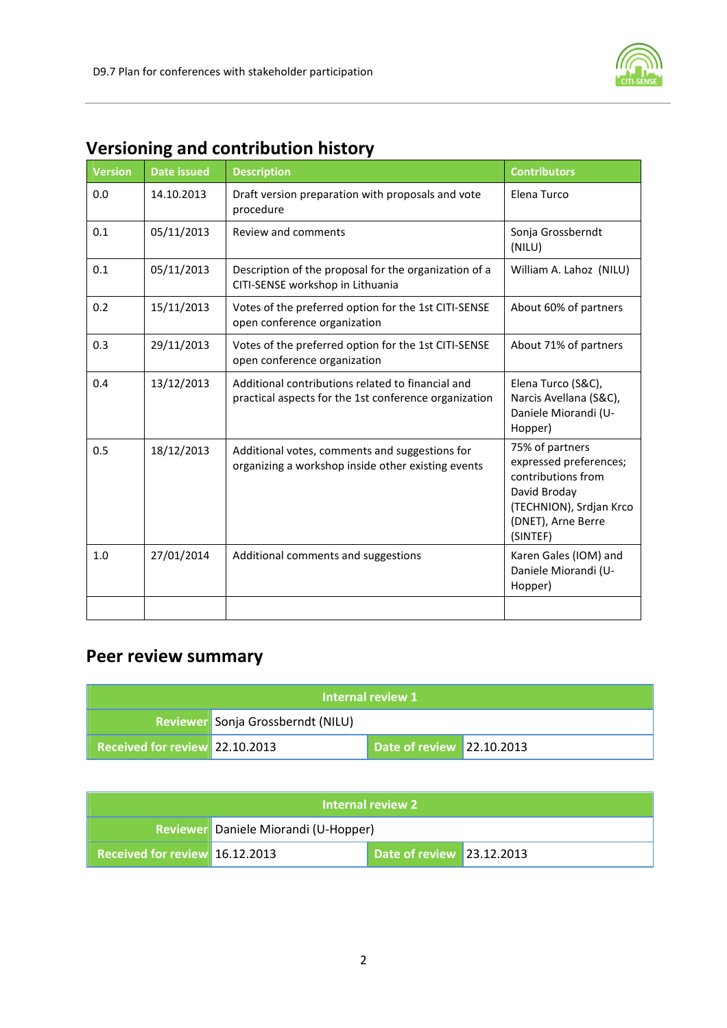## Versioning and contribution history

| Version | Date issued | Description | Contributors |
|---|---|---|---|
| 0.0 | 14.10.2013 | Draft version preparation with proposals and vote procedure | Elena Turco |
| 0.1 | 05/11/2013 | Review and comments | Sonja Grossberndt (NILU) |
| 0.1 | 05/11/2013 | Description of the proposal for the organization of a CITI-SENSE workshop in Lithuania | William A. Lahoz (NILU) |
| 0.2 | 15/11/2013 | Votes of the preferred option for the 1st CITI-SENSE open conference organization | About 60% of partners |
| 0.3 | 29/11/2013 | Votes of the preferred option for the 1st CITI-SENSE open conference organization | About 71% of partners |
| 0.4 | 13/12/2013 | Additional contributions related to financial and practical aspects for the 1st conference organization | Elena Turco (S&C), Narcis Avellana (S&C), Daniele Miorandi (U-Hopper) |
| 0.5 | 18/12/2013 | Additional votes, comments and suggestions for organizing a workshop inside other existing events | 75% of partners expressed preferences; contributions from David Broday (TECHNION), Srdjan Krco (DNET), Arne Berre (SINTEF) |
| 1.0 | 27/01/2014 | Additional comments and suggestions | Karen Gales (IOM) and Daniele Miorandi (U-Hopper) |
| | | | |

## Peer review summary

| Internal review 1 | | | |
|---|---|---|---|
| Reviewer | Sonja Grossberndt (NILU) | | |
| Received for review | 22.10.2013 | Date of review | 22.10.2013 |

| Internal review 2 | | | |
|---|---|---|---|
| Reviewer | Daniele Miorandi (U-Hopper) | | |
| Received for review | 16.12.2013 | Date of review | 23.12.2013 |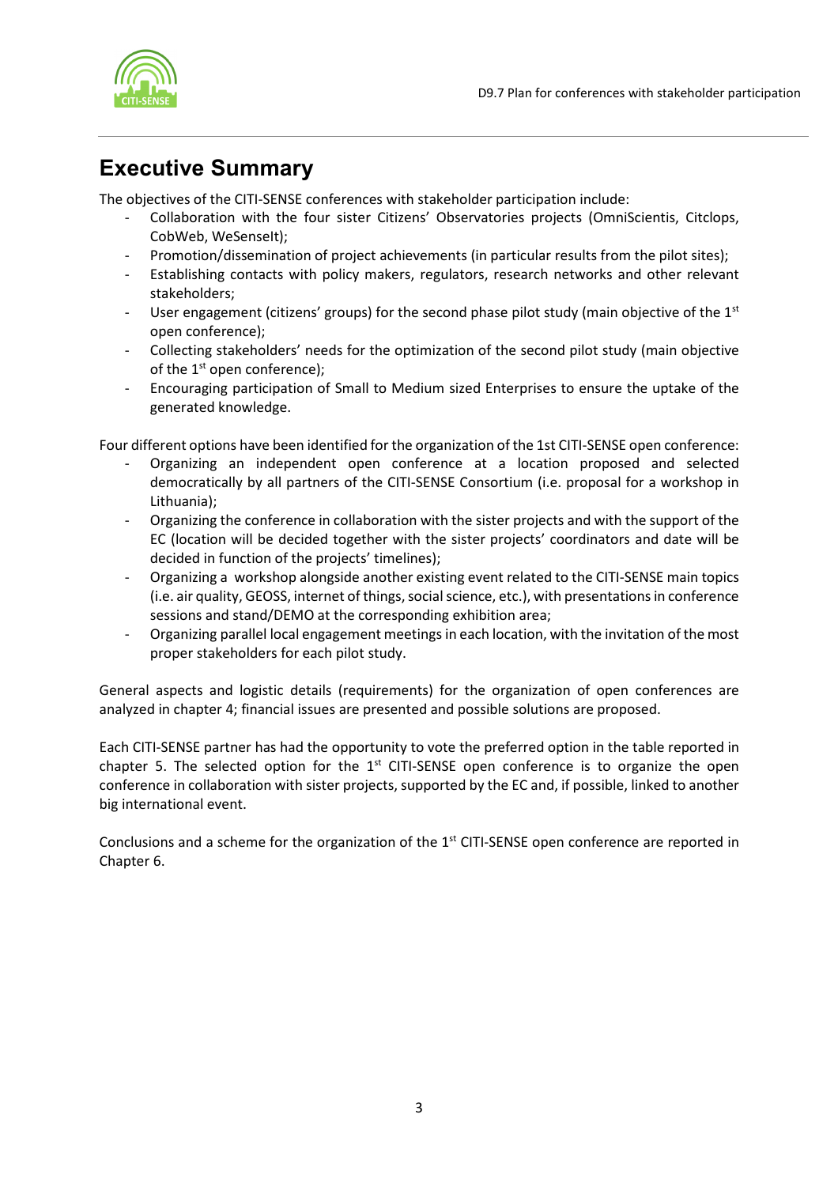# Executive Summary

The objectives of the CITI-SENSE conferences with stakeholder participation include:

- Collaboration with the four sister Citizens' Observatories projects (OmniScientis, Citclops, CobWeb, WeSenseIt);
- Promotion/dissemination of project achievements (in particular results from the pilot sites);
- Establishing contacts with policy makers, regulators, research networks and other relevant stakeholders;
- User engagement (citizens' groups) for the second phase pilot study (main objective of the 1st open conference);
- Collecting stakeholders' needs for the optimization of the second pilot study (main objective of the 1st open conference);
- Encouraging participation of Small to Medium sized Enterprises to ensure the uptake of the generated knowledge.

Four different options have been identified for the organization of the 1st CITI-SENSE open conference:

- Organizing an independent open conference at a location proposed and selected democratically by all partners of the CITI-SENSE Consortium (i.e. proposal for a workshop in Lithuania);
- Organizing the conference in collaboration with the sister projects and with the support of the EC (location will be decided together with the sister projects' coordinators and date will be decided in function of the projects' timelines);
- Organizing a workshop alongside another existing event related to the CITI-SENSE main topics (i.e. air quality, GEOSS, internet of things, social science, etc.), with presentations in conference sessions and stand/DEMO at the corresponding exhibition area;
- Organizing parallel local engagement meetings in each location, with the invitation of the most proper stakeholders for each pilot study.

General aspects and logistic details (requirements) for the organization of open conferences are analyzed in chapter 4; financial issues are presented and possible solutions are proposed.

Each CITI-SENSE partner has had the opportunity to vote the preferred option in the table reported in chapter 5. The selected option for the 1st CITI-SENSE open conference is to organize the open conference in collaboration with sister projects, supported by the EC and, if possible, linked to another big international event.

Conclusions and a scheme for the organization of the 1st CITI-SENSE open conference are reported in Chapter 6.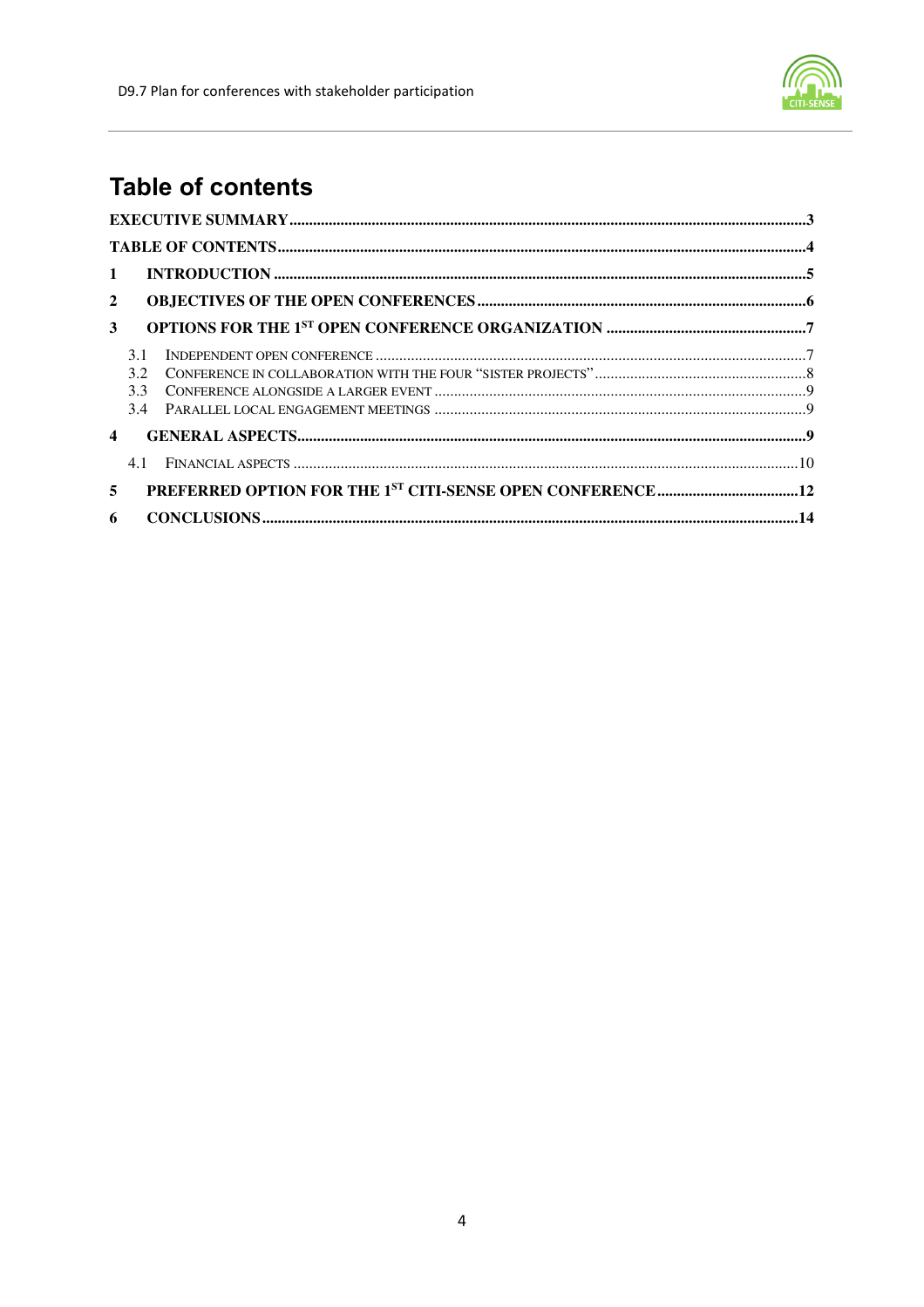# Table of contents

EXECUTIVE SUMMARY ..... 3

TABLE OF CONTENTS ..... 4

1 INTRODUCTION ..... 5

2 OBJECTIVES OF THE OPEN CONFERENCES ..... 6

3 OPTIONS FOR THE 1ST OPEN CONFERENCE ORGANIZATION ..... 7

- 3.1 INDEPENDENT OPEN CONFERENCE ..... 7
- 3.2 CONFERENCE IN COLLABORATION WITH THE FOUR "SISTER PROJECTS" ..... 8
- 3.3 CONFERENCE ALONGSIDE A LARGER EVENT ..... 9
- 3.4 PARALLEL LOCAL ENGAGEMENT MEETINGS ..... 9

4 GENERAL ASPECTS ..... 9

- 4.1 FINANCIAL ASPECTS ..... 10

5 PREFERRED OPTION FOR THE 1ST CITI-SENSE OPEN CONFERENCE ..... 12

6 CONCLUSIONS ..... 14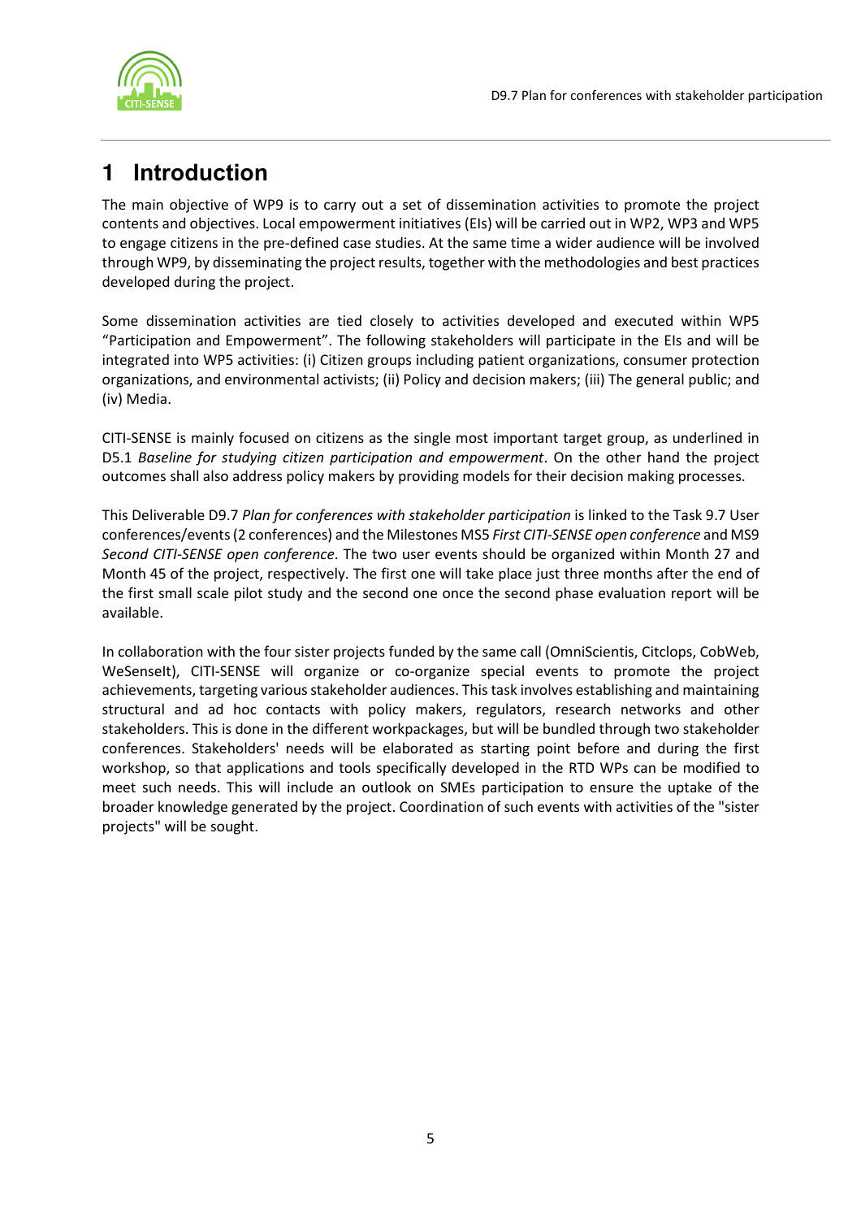# 1 Introduction

The main objective of WP9 is to carry out a set of dissemination activities to promote the project contents and objectives. Local empowerment initiatives (EIs) will be carried out in WP2, WP3 and WP5 to engage citizens in the pre-defined case studies. At the same time a wider audience will be involved through WP9, by disseminating the project results, together with the methodologies and best practices developed during the project.

Some dissemination activities are tied closely to activities developed and executed within WP5 "Participation and Empowerment". The following stakeholders will participate in the EIs and will be integrated into WP5 activities: (i) Citizen groups including patient organizations, consumer protection organizations, and environmental activists; (ii) Policy and decision makers; (iii) The general public; and (iv) Media.

CITI-SENSE is mainly focused on citizens as the single most important target group, as underlined in D5.1 *Baseline for studying citizen participation and empowerment*. On the other hand the project outcomes shall also address policy makers by providing models for their decision making processes.

This Deliverable D9.7 *Plan for conferences with stakeholder participation* is linked to the Task 9.7 User conferences/events (2 conferences) and the Milestones MS5 *First CITI-SENSE open conference* and MS9 *Second CITI-SENSE open conference*. The two user events should be organized within Month 27 and Month 45 of the project, respectively. The first one will take place just three months after the end of the first small scale pilot study and the second one once the second phase evaluation report will be available.

In collaboration with the four sister projects funded by the same call (OmniScientis, Citclops, CobWeb, WeSenseIt), CITI-SENSE will organize or co-organize special events to promote the project achievements, targeting various stakeholder audiences. This task involves establishing and maintaining structural and ad hoc contacts with policy makers, regulators, research networks and other stakeholders. This is done in the different workpackages, but will be bundled through two stakeholder conferences. Stakeholders' needs will be elaborated as starting point before and during the first workshop, so that applications and tools specifically developed in the RTD WPs can be modified to meet such needs. This will include an outlook on SMEs participation to ensure the uptake of the broader knowledge generated by the project. Coordination of such events with activities of the "sister projects" will be sought.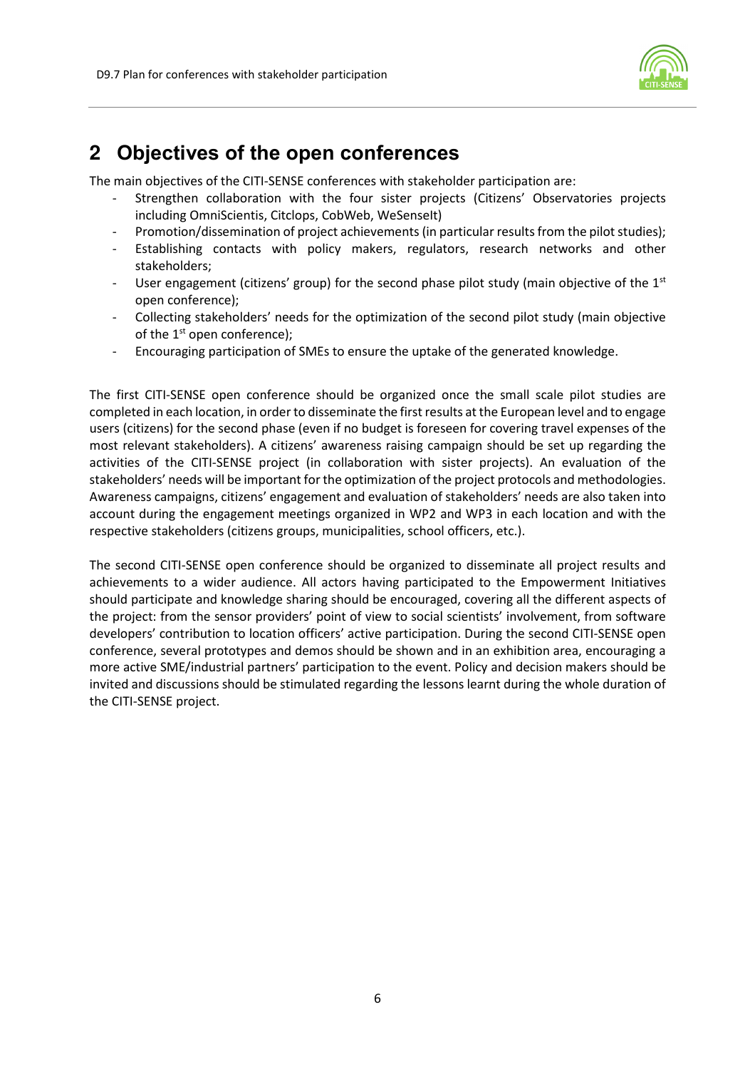## 2 Objectives of the open conferences

The main objectives of the CITI-SENSE conferences with stakeholder participation are:

- Strengthen collaboration with the four sister projects (Citizens' Observatories projects including OmniScientis, Citclops, CobWeb, WeSenseIt)
- Promotion/dissemination of project achievements (in particular results from the pilot studies);
- Establishing contacts with policy makers, regulators, research networks and other stakeholders;
- User engagement (citizens' group) for the second phase pilot study (main objective of the 1st open conference);
- Collecting stakeholders' needs for the optimization of the second pilot study (main objective of the 1st open conference);
- Encouraging participation of SMEs to ensure the uptake of the generated knowledge.

The first CITI-SENSE open conference should be organized once the small scale pilot studies are completed in each location, in order to disseminate the first results at the European level and to engage users (citizens) for the second phase (even if no budget is foreseen for covering travel expenses of the most relevant stakeholders). A citizens' awareness raising campaign should be set up regarding the activities of the CITI-SENSE project (in collaboration with sister projects). An evaluation of the stakeholders' needs will be important for the optimization of the project protocols and methodologies. Awareness campaigns, citizens' engagement and evaluation of stakeholders' needs are also taken into account during the engagement meetings organized in WP2 and WP3 in each location and with the respective stakeholders (citizens groups, municipalities, school officers, etc.).

The second CITI-SENSE open conference should be organized to disseminate all project results and achievements to a wider audience. All actors having participated to the Empowerment Initiatives should participate and knowledge sharing should be encouraged, covering all the different aspects of the project: from the sensor providers' point of view to social scientists' involvement, from software developers' contribution to location officers' active participation. During the second CITI-SENSE open conference, several prototypes and demos should be shown and in an exhibition area, encouraging a more active SME/industrial partners' participation to the event. Policy and decision makers should be invited and discussions should be stimulated regarding the lessons learnt during the whole duration of the CITI-SENSE project.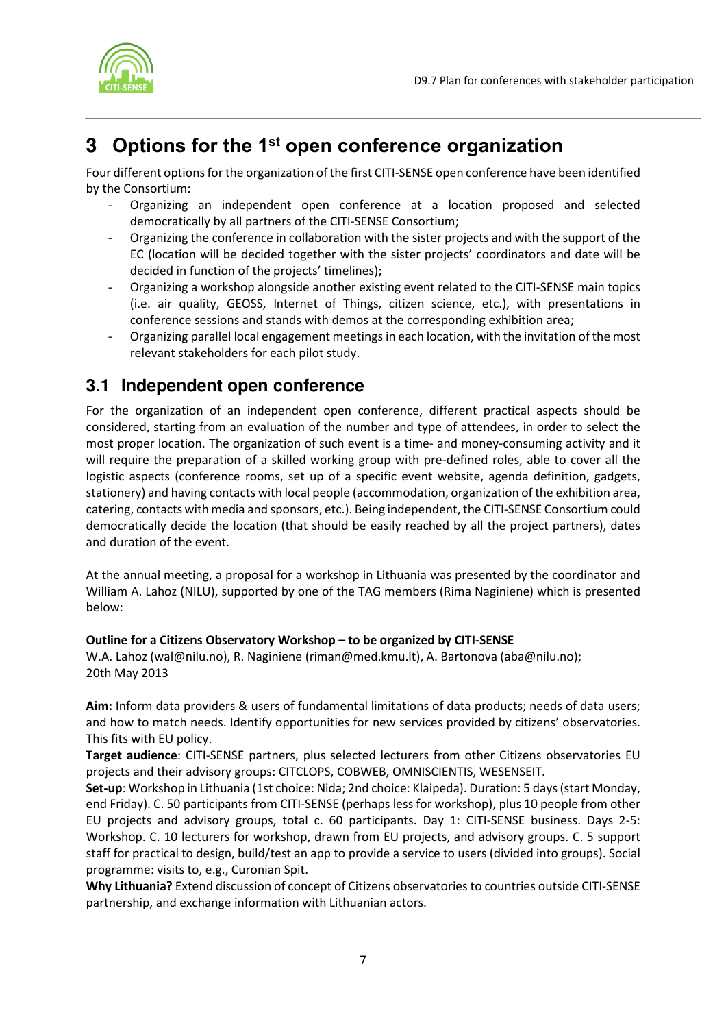# 3 Options for the 1st open conference organization

Four different options for the organization of the first CITI-SENSE open conference have been identified by the Consortium:

- Organizing an independent open conference at a location proposed and selected democratically by all partners of the CITI-SENSE Consortium;
- Organizing the conference in collaboration with the sister projects and with the support of the EC (location will be decided together with the sister projects' coordinators and date will be decided in function of the projects' timelines);
- Organizing a workshop alongside another existing event related to the CITI-SENSE main topics (i.e. air quality, GEOSS, Internet of Things, citizen science, etc.), with presentations in conference sessions and stands with demos at the corresponding exhibition area;
- Organizing parallel local engagement meetings in each location, with the invitation of the most relevant stakeholders for each pilot study.

## 3.1 Independent open conference

For the organization of an independent open conference, different practical aspects should be considered, starting from an evaluation of the number and type of attendees, in order to select the most proper location. The organization of such event is a time- and money-consuming activity and it will require the preparation of a skilled working group with pre-defined roles, able to cover all the logistic aspects (conference rooms, set up of a specific event website, agenda definition, gadgets, stationery) and having contacts with local people (accommodation, organization of the exhibition area, catering, contacts with media and sponsors, etc.). Being independent, the CITI-SENSE Consortium could democratically decide the location (that should be easily reached by all the project partners), dates and duration of the event.

At the annual meeting, a proposal for a workshop in Lithuania was presented by the coordinator and William A. Lahoz (NILU), supported by one of the TAG members (Rima Naginiene) which is presented below:

**Outline for a Citizens Observatory Workshop – to be organized by CITI-SENSE**
W.A. Lahoz (wal@nilu.no), R. Naginiene (riman@med.kmu.lt), A. Bartonova (aba@nilu.no);
20th May 2013

**Aim:** Inform data providers & users of fundamental limitations of data products; needs of data users; and how to match needs. Identify opportunities for new services provided by citizens' observatories. This fits with EU policy.

**Target audience**: CITI-SENSE partners, plus selected lecturers from other Citizens observatories EU projects and their advisory groups: CITCLOPS, COBWEB, OMNISCIENTIS, WESENSEIT.

**Set-up**: Workshop in Lithuania (1st choice: Nida; 2nd choice: Klaipeda). Duration: 5 days (start Monday, end Friday). C. 50 participants from CITI-SENSE (perhaps less for workshop), plus 10 people from other EU projects and advisory groups, total c. 60 participants. Day 1: CITI-SENSE business. Days 2-5: Workshop. C. 10 lecturers for workshop, drawn from EU projects, and advisory groups. C. 5 support staff for practical to design, build/test an app to provide a service to users (divided into groups). Social programme: visits to, e.g., Curonian Spit.

**Why Lithuania?** Extend discussion of concept of Citizens observatories to countries outside CITI-SENSE partnership, and exchange information with Lithuanian actors.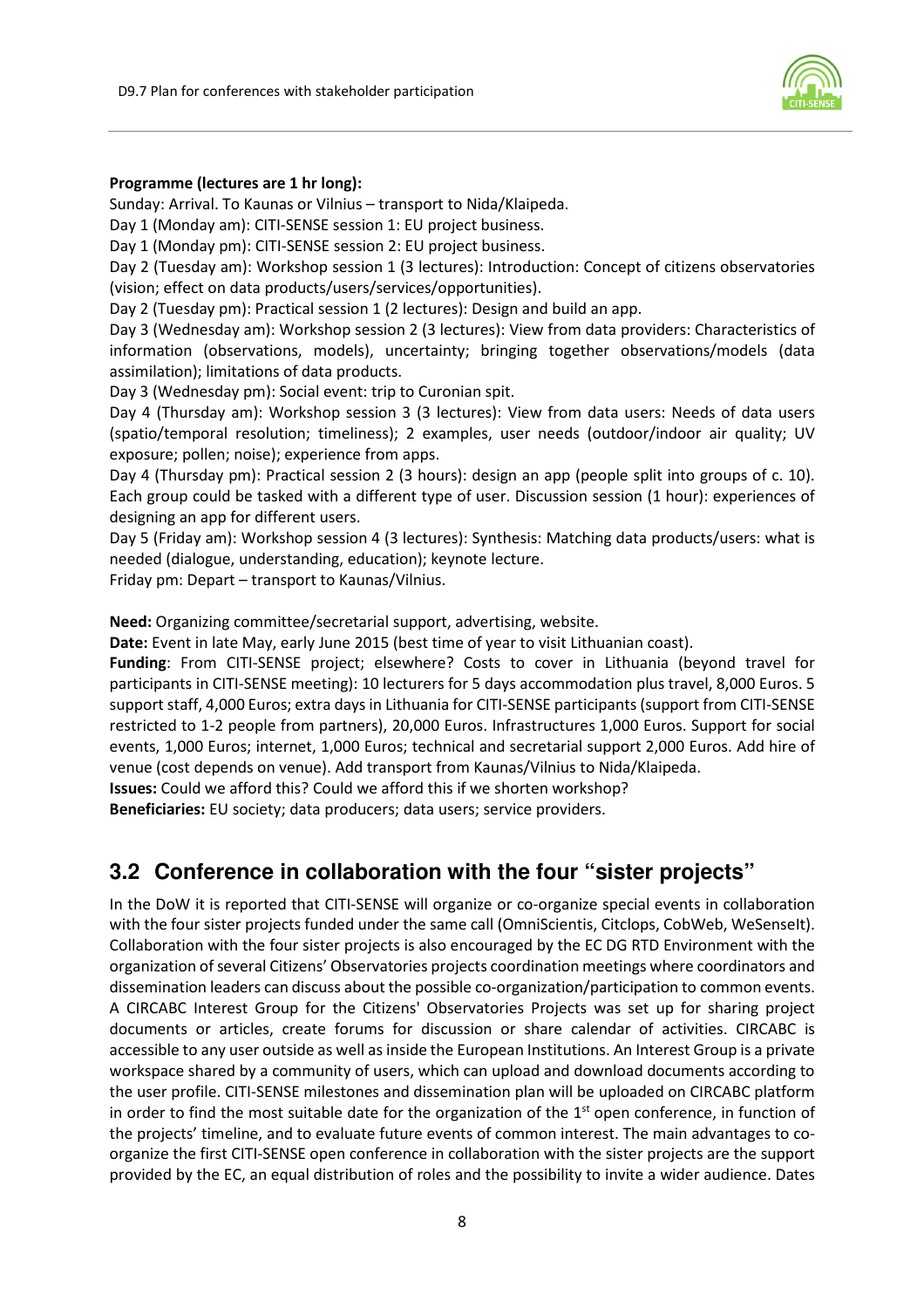**Programme (lectures are 1 hr long):**

Sunday: Arrival. To Kaunas or Vilnius – transport to Nida/Klaipeda.

Day 1 (Monday am): CITI-SENSE session 1: EU project business.

Day 1 (Monday pm): CITI-SENSE session 2: EU project business.

Day 2 (Tuesday am): Workshop session 1 (3 lectures): Introduction: Concept of citizens observatories (vision; effect on data products/users/services/opportunities).

Day 2 (Tuesday pm): Practical session 1 (2 lectures): Design and build an app.

Day 3 (Wednesday am): Workshop session 2 (3 lectures): View from data providers: Characteristics of information (observations, models), uncertainty; bringing together observations/models (data assimilation); limitations of data products.

Day 3 (Wednesday pm): Social event: trip to Curonian spit.

Day 4 (Thursday am): Workshop session 3 (3 lectures): View from data users: Needs of data users (spatio/temporal resolution; timeliness); 2 examples, user needs (outdoor/indoor air quality; UV exposure; pollen; noise); experience from apps.

Day 4 (Thursday pm): Practical session 2 (3 hours): design an app (people split into groups of c. 10). Each group could be tasked with a different type of user. Discussion session (1 hour): experiences of designing an app for different users.

Day 5 (Friday am): Workshop session 4 (3 lectures): Synthesis: Matching data products/users: what is needed (dialogue, understanding, education); keynote lecture.

Friday pm: Depart – transport to Kaunas/Vilnius.

**Need:** Organizing committee/secretarial support, advertising, website.

**Date:** Event in late May, early June 2015 (best time of year to visit Lithuanian coast).

**Funding**: From CITI-SENSE project; elsewhere? Costs to cover in Lithuania (beyond travel for participants in CITI-SENSE meeting): 10 lecturers for 5 days accommodation plus travel, 8,000 Euros. 5 support staff, 4,000 Euros; extra days in Lithuania for CITI-SENSE participants (support from CITI-SENSE restricted to 1-2 people from partners), 20,000 Euros. Infrastructures 1,000 Euros. Support for social events, 1,000 Euros; internet, 1,000 Euros; technical and secretarial support 2,000 Euros. Add hire of venue (cost depends on venue). Add transport from Kaunas/Vilnius to Nida/Klaipeda.

**Issues:** Could we afford this? Could we afford this if we shorten workshop?

**Beneficiaries:** EU society; data producers; data users; service providers.

## 3.2 Conference in collaboration with the four "sister projects"

In the DoW it is reported that CITI-SENSE will organize or co-organize special events in collaboration with the four sister projects funded under the same call (OmniScientis, Citclops, CobWeb, WeSenseIt). Collaboration with the four sister projects is also encouraged by the EC DG RTD Environment with the organization of several Citizens' Observatories projects coordination meetings where coordinators and dissemination leaders can discuss about the possible co-organization/participation to common events. A CIRCABC Interest Group for the Citizens' Observatories Projects was set up for sharing project documents or articles, create forums for discussion or share calendar of activities. CIRCABC is accessible to any user outside as well as inside the European Institutions. An Interest Group is a private workspace shared by a community of users, which can upload and download documents according to the user profile. CITI-SENSE milestones and dissemination plan will be uploaded on CIRCABC platform in order to find the most suitable date for the organization of the 1st open conference, in function of the projects' timeline, and to evaluate future events of common interest. The main advantages to co-organize the first CITI-SENSE open conference in collaboration with the sister projects are the support provided by the EC, an equal distribution of roles and the possibility to invite a wider audience. Dates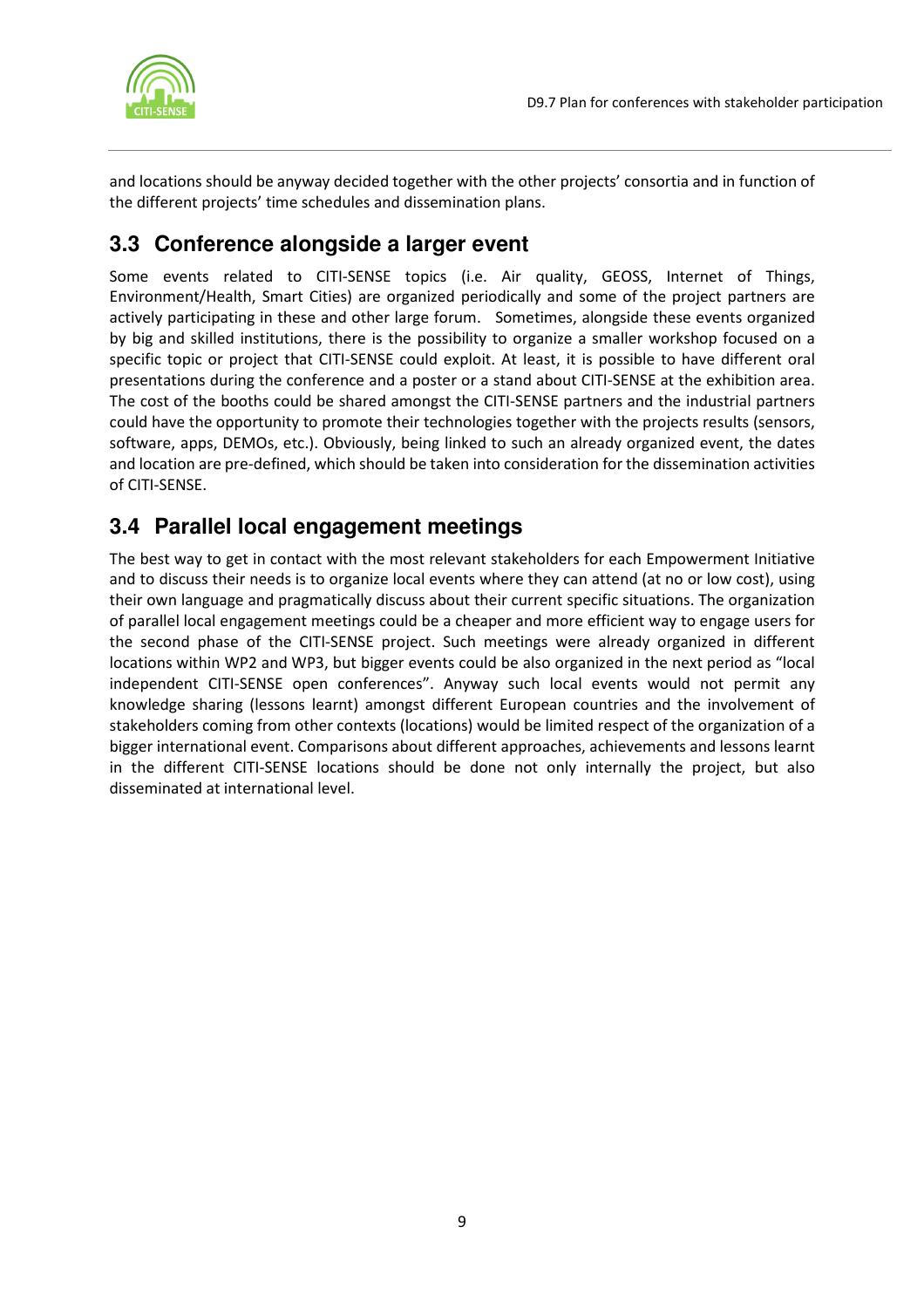and locations should be anyway decided together with the other projects' consortia and in function of the different projects' time schedules and dissemination plans.

## 3.3 Conference alongside a larger event

Some events related to CITI-SENSE topics (i.e. Air quality, GEOSS, Internet of Things, Environment/Health, Smart Cities) are organized periodically and some of the project partners are actively participating in these and other large forum. Sometimes, alongside these events organized by big and skilled institutions, there is the possibility to organize a smaller workshop focused on a specific topic or project that CITI-SENSE could exploit. At least, it is possible to have different oral presentations during the conference and a poster or a stand about CITI-SENSE at the exhibition area. The cost of the booths could be shared amongst the CITI-SENSE partners and the industrial partners could have the opportunity to promote their technologies together with the projects results (sensors, software, apps, DEMOs, etc.). Obviously, being linked to such an already organized event, the dates and location are pre-defined, which should be taken into consideration for the dissemination activities of CITI-SENSE.

## 3.4 Parallel local engagement meetings

The best way to get in contact with the most relevant stakeholders for each Empowerment Initiative and to discuss their needs is to organize local events where they can attend (at no or low cost), using their own language and pragmatically discuss about their current specific situations. The organization of parallel local engagement meetings could be a cheaper and more efficient way to engage users for the second phase of the CITI-SENSE project. Such meetings were already organized in different locations within WP2 and WP3, but bigger events could be also organized in the next period as "local independent CITI-SENSE open conferences". Anyway such local events would not permit any knowledge sharing (lessons learnt) amongst different European countries and the involvement of stakeholders coming from other contexts (locations) would be limited respect of the organization of a bigger international event. Comparisons about different approaches, achievements and lessons learnt in the different CITI-SENSE locations should be done not only internally the project, but also disseminated at international level.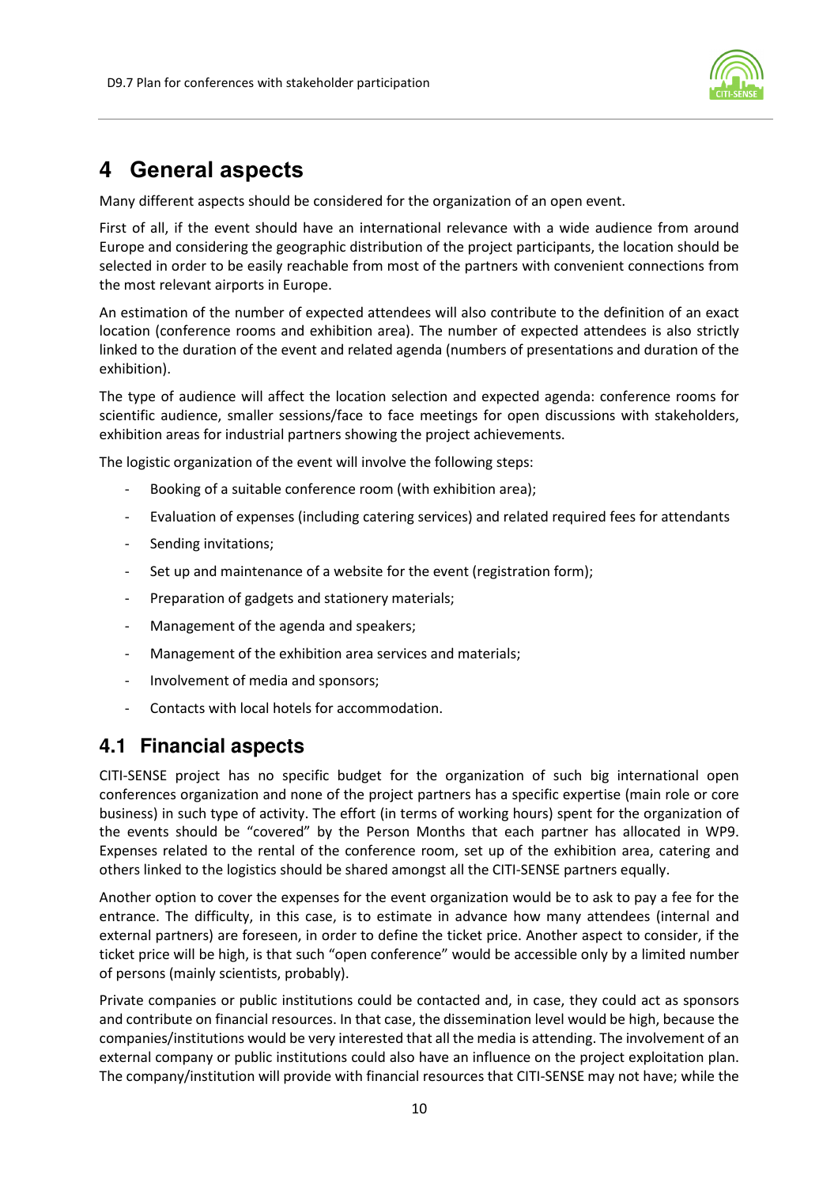# 4 General aspects

Many different aspects should be considered for the organization of an open event.

First of all, if the event should have an international relevance with a wide audience from around Europe and considering the geographic distribution of the project participants, the location should be selected in order to be easily reachable from most of the partners with convenient connections from the most relevant airports in Europe.

An estimation of the number of expected attendees will also contribute to the definition of an exact location (conference rooms and exhibition area). The number of expected attendees is also strictly linked to the duration of the event and related agenda (numbers of presentations and duration of the exhibition).

The type of audience will affect the location selection and expected agenda: conference rooms for scientific audience, smaller sessions/face to face meetings for open discussions with stakeholders, exhibition areas for industrial partners showing the project achievements.

The logistic organization of the event will involve the following steps:

- Booking of a suitable conference room (with exhibition area);
- Evaluation of expenses (including catering services) and related required fees for attendants
- Sending invitations;
- Set up and maintenance of a website for the event (registration form);
- Preparation of gadgets and stationery materials;
- Management of the agenda and speakers;
- Management of the exhibition area services and materials;
- Involvement of media and sponsors;
- Contacts with local hotels for accommodation.

## 4.1 Financial aspects

CITI-SENSE project has no specific budget for the organization of such big international open conferences organization and none of the project partners has a specific expertise (main role or core business) in such type of activity. The effort (in terms of working hours) spent for the organization of the events should be "covered" by the Person Months that each partner has allocated in WP9. Expenses related to the rental of the conference room, set up of the exhibition area, catering and others linked to the logistics should be shared amongst all the CITI-SENSE partners equally.

Another option to cover the expenses for the event organization would be to ask to pay a fee for the entrance. The difficulty, in this case, is to estimate in advance how many attendees (internal and external partners) are foreseen, in order to define the ticket price. Another aspect to consider, if the ticket price will be high, is that such "open conference" would be accessible only by a limited number of persons (mainly scientists, probably).

Private companies or public institutions could be contacted and, in case, they could act as sponsors and contribute on financial resources. In that case, the dissemination level would be high, because the companies/institutions would be very interested that all the media is attending. The involvement of an external company or public institutions could also have an influence on the project exploitation plan. The company/institution will provide with financial resources that CITI-SENSE may not have; while the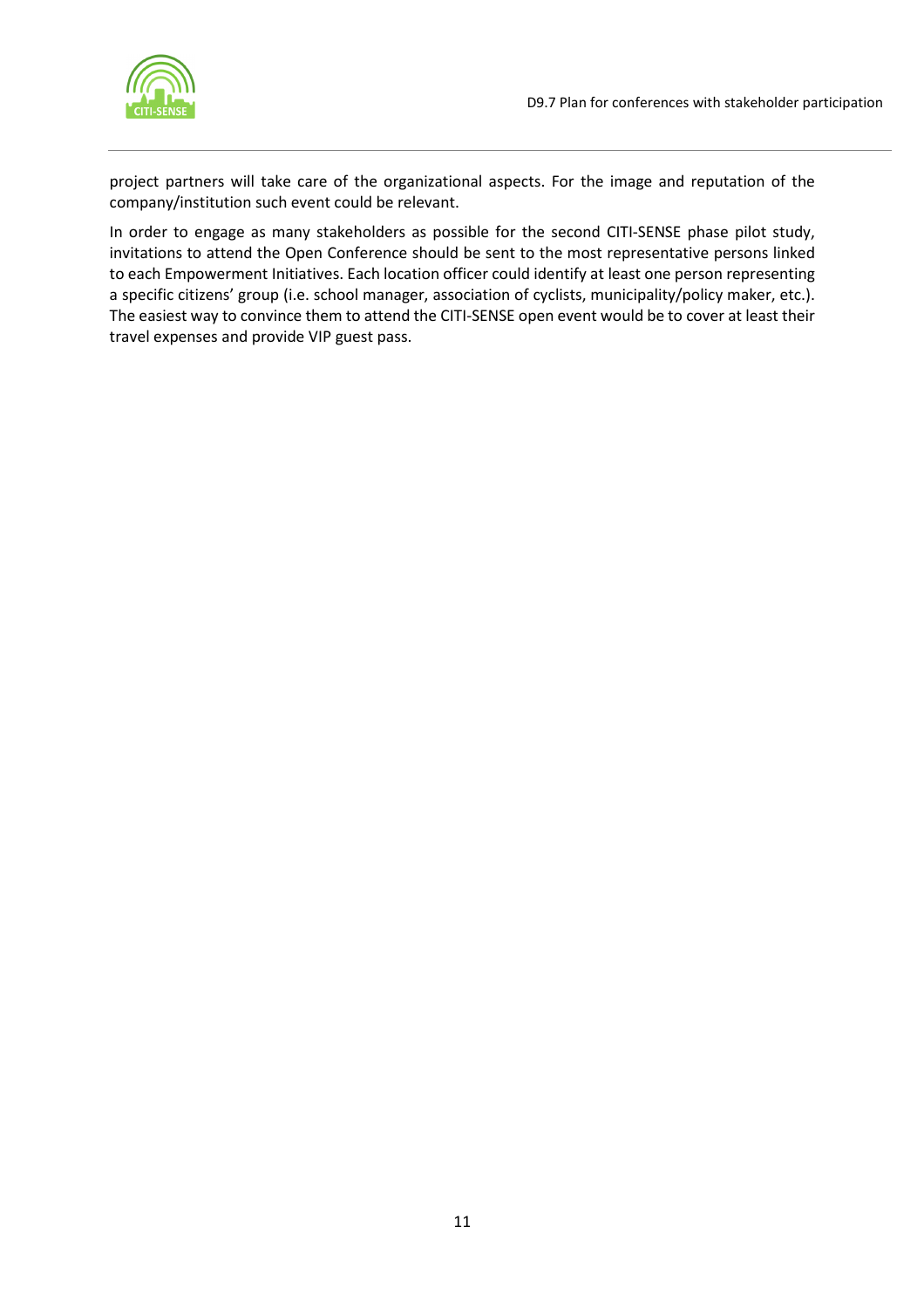project partners will take care of the organizational aspects. For the image and reputation of the company/institution such event could be relevant.

In order to engage as many stakeholders as possible for the second CITI-SENSE phase pilot study, invitations to attend the Open Conference should be sent to the most representative persons linked to each Empowerment Initiatives. Each location officer could identify at least one person representing a specific citizens' group (i.e. school manager, association of cyclists, municipality/policy maker, etc.). The easiest way to convince them to attend the CITI-SENSE open event would be to cover at least their travel expenses and provide VIP guest pass.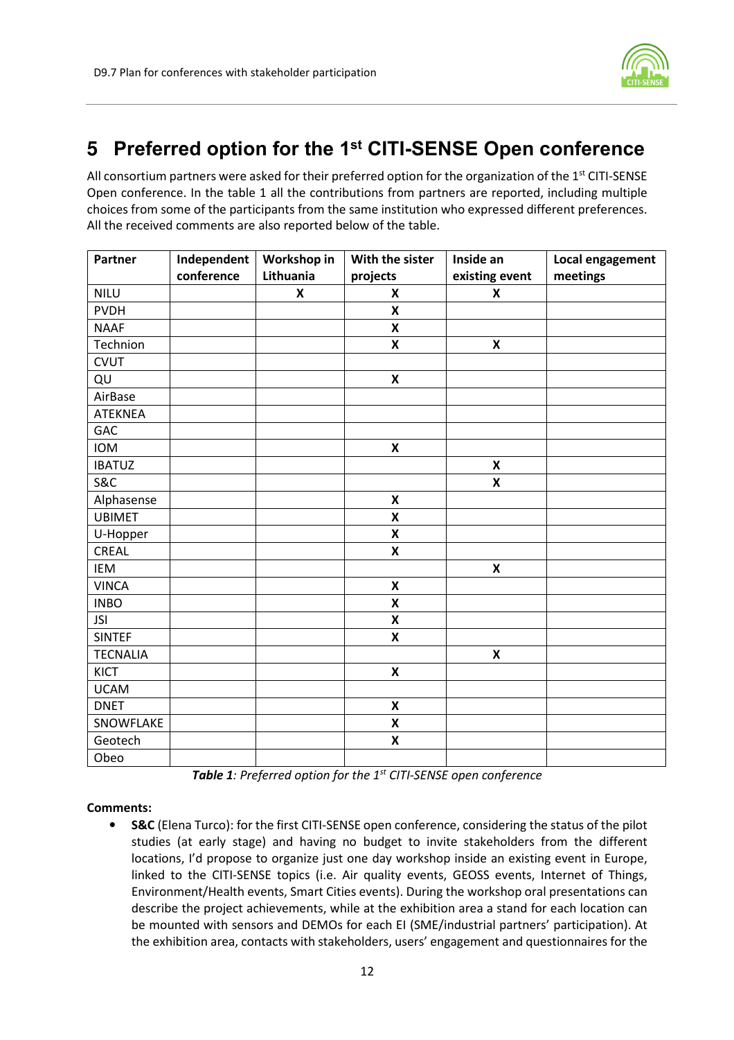# 5 Preferred option for the 1st CITI-SENSE Open conference

All consortium partners were asked for their preferred option for the organization of the 1st CITI-SENSE Open conference. In the table 1 all the contributions from partners are reported, including multiple choices from some of the participants from the same institution who expressed different preferences. All the received comments are also reported below of the table.

| Partner | Independent conference | Workshop in Lithuania | With the sister projects | Inside an existing event | Local engagement meetings |
|---|---|---|---|---|---|
| NILU | | X | X | X | |
| PVDH | | | X | | |
| NAAF | | | X | | |
| Technion | | | X | X | |
| CVUT | | | | | |
| QU | | | X | | |
| AirBase | | | | | |
| ATEKNEA | | | | | |
| GAC | | | | | |
| IOM | | | X | | |
| IBATUZ | | | | X | |
| S&C | | | | X | |
| Alphasense | | | X | | |
| UBIMET | | | X | | |
| U-Hopper | | | X | | |
| CREAL | | | X | | |
| IEM | | | | X | |
| VINCA | | | X | | |
| INBO | | | X | | |
| JSI | | | X | | |
| SINTEF | | | X | | |
| TECNALIA | | | | X | |
| KICT | | | X | | |
| UCAM | | | | | |
| DNET | | | X | | |
| SNOWFLAKE | | | X | | |
| Geotech | | | X | | |
| Obeo | | | | | |

***Table 1**: Preferred option for the 1st CITI-SENSE open conference*

**Comments:**

- **S&C** (Elena Turco): for the first CITI-SENSE open conference, considering the status of the pilot studies (at early stage) and having no budget to invite stakeholders from the different locations, I'd propose to organize just one day workshop inside an existing event in Europe, linked to the CITI-SENSE topics (i.e. Air quality events, GEOSS events, Internet of Things, Environment/Health events, Smart Cities events). During the workshop oral presentations can describe the project achievements, while at the exhibition area a stand for each location can be mounted with sensors and DEMOs for each EI (SME/industrial partners' participation). At the exhibition area, contacts with stakeholders, users' engagement and questionnaires for the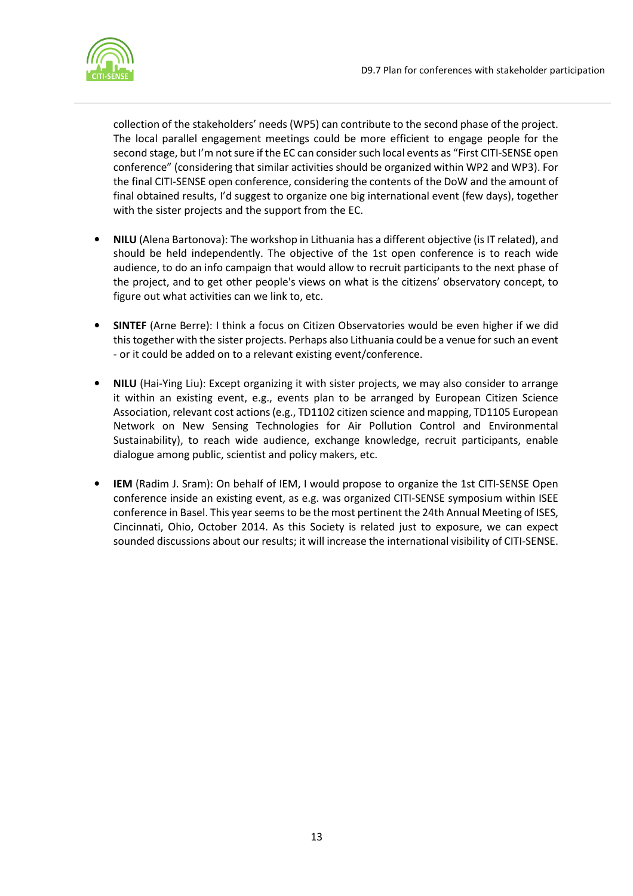collection of the stakeholders' needs (WP5) can contribute to the second phase of the project. The local parallel engagement meetings could be more efficient to engage people for the second stage, but I'm not sure if the EC can consider such local events as "First CITI-SENSE open conference" (considering that similar activities should be organized within WP2 and WP3). For the final CITI-SENSE open conference, considering the contents of the DoW and the amount of final obtained results, I'd suggest to organize one big international event (few days), together with the sister projects and the support from the EC.

- **NILU** (Alena Bartonova): The workshop in Lithuania has a different objective (is IT related), and should be held independently. The objective of the 1st open conference is to reach wide audience, to do an info campaign that would allow to recruit participants to the next phase of the project, and to get other people's views on what is the citizens' observatory concept, to figure out what activities can we link to, etc.
- **SINTEF** (Arne Berre): I think a focus on Citizen Observatories would be even higher if we did this together with the sister projects. Perhaps also Lithuania could be a venue for such an event - or it could be added on to a relevant existing event/conference.
- **NILU** (Hai-Ying Liu): Except organizing it with sister projects, we may also consider to arrange it within an existing event, e.g., events plan to be arranged by European Citizen Science Association, relevant cost actions (e.g., TD1102 citizen science and mapping, TD1105 European Network on New Sensing Technologies for Air Pollution Control and Environmental Sustainability), to reach wide audience, exchange knowledge, recruit participants, enable dialogue among public, scientist and policy makers, etc.
- **IEM** (Radim J. Sram): On behalf of IEM, I would propose to organize the 1st CITI-SENSE Open conference inside an existing event, as e.g. was organized CITI-SENSE symposium within ISEE conference in Basel. This year seems to be the most pertinent the 24th Annual Meeting of ISES, Cincinnati, Ohio, October 2014. As this Society is related just to exposure, we can expect sounded discussions about our results; it will increase the international visibility of CITI-SENSE.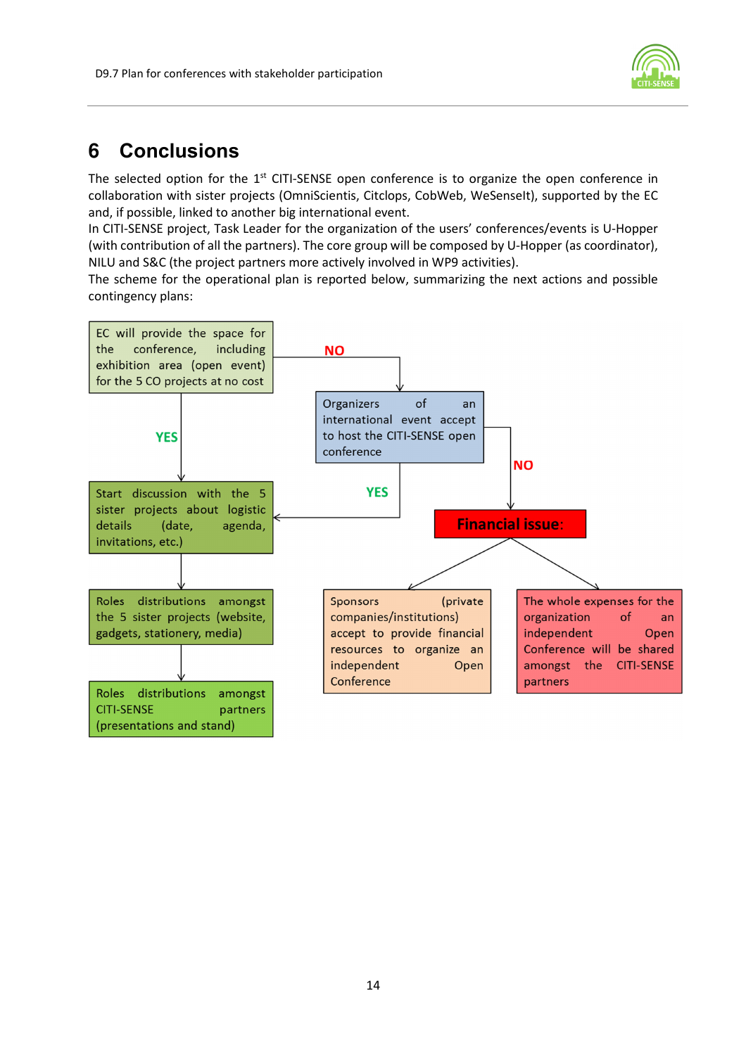# 6 Conclusions

The selected option for the 1st CITI-SENSE open conference is to organize the open conference in collaboration with sister projects (OmniScientis, Citclops, CobWeb, WeSenseIt), supported by the EC and, if possible, linked to another big international event.

In CITI-SENSE project, Task Leader for the organization of the users' conferences/events is U-Hopper (with contribution of all the partners). The core group will be composed by U-Hopper (as coordinator), NILU and S&C (the project partners more actively involved in WP9 activities).

The scheme for the operational plan is reported below, summarizing the next actions and possible contingency plans:

EC will provide the space for the conference, including exhibition area (open event) for the 5 CO projects at no cost

NO

Organizers of an international event accept to host the CITI-SENSE open conference

YES

NO

Start discussion with the 5 sister projects about logistic details (date, agenda, invitations, etc.)

YES

Financial issue:

Roles distributions amongst the 5 sister projects (website, gadgets, stationery, media)

Sponsors (private companies/institutions) accept to provide financial resources to organize an independent Open Conference

The whole expenses for the organization of an independent Open Conference will be shared amongst the CITI-SENSE partners

Roles distributions amongst CITI-SENSE partners (presentations and stand)